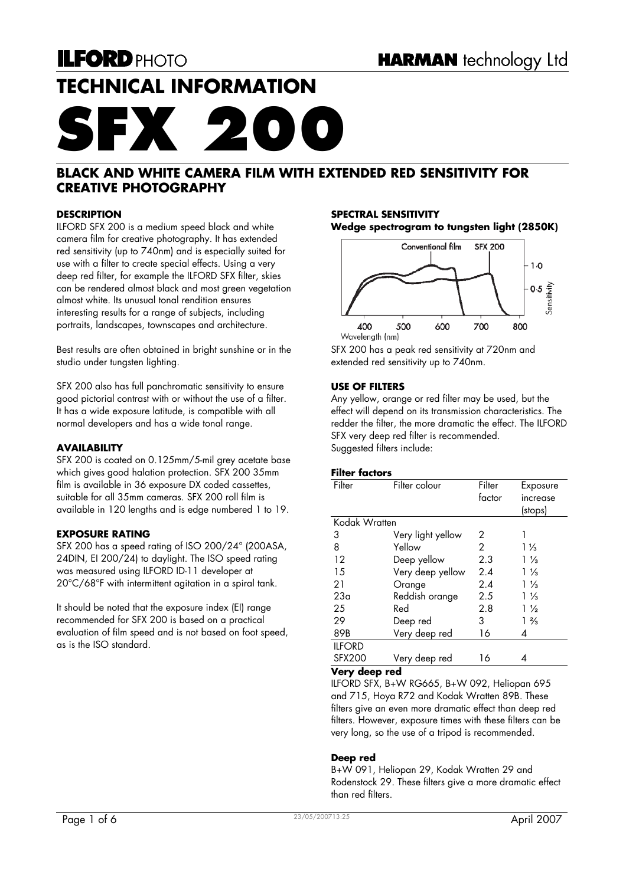ILFORD PHOTO

HARMAN technology Ltd

# TECHNICAL INFORMATION

# SFX 200

## BLACK AND WHITE CAMERA FILM WITH EXTENDED RED SENSITIVITY FOR CREATIVE PHOTOGRAPHY

### DESCRIPTION

ILFORD SFX 200 is a medium speed black and white camera film for creative photography. It has extended red sensitivity (up to 740nm) and is especially suited for use with a filter to create special effects. Using a very deep red filter, for example the ILFORD SFX filter, skies can be rendered almost black and most green vegetation almost white. Its unusual tonal rendition ensures interesting results for a range of subjects, including portraits, landscapes, townscapes and architecture.

Best results are often obtained in bright sunshine or in the studio under tungsten lighting.

SFX 200 also has full panchromatic sensitivity to ensure good pictorial contrast with or without the use of a filter. It has a wide exposure latitude, is compatible with all normal developers and has a wide tonal range.

### AVAILABILITY

SFX 200 is coated on 0.125mm/5-mil grey acetate base which gives good halation protection. SFX 200 35mm film is available in 36 exposure DX coded cassettes, suitable for all 35mm cameras. SFX 200 roll film is available in 120 lengths and is edge numbered 1 to 19.

### EXPOSURE RATING

SFX 200 has a speed rating of ISO 200/24° (200ASA, 24DIN, EI 200/24) to daylight. The ISO speed rating was measured using ILFORD ID-11 developer at 20°C/68°F with intermittent agitation in a spiral tank.

It should be noted that the exposure index (EI) range recommended for SFX 200 is based on a practical evaluation of film speed and is not based on foot speed, as is the ISO standard.

### SPECTRAL SENSITIVITY

**Wedge spectrogram to tungsten light (2850K)**

SFX 200 has a peak red sensitivity at 720nm and extended red sensitivity up to 740nm.

### USE OF FILTERS

Any yellow, orange or red filter may be used, but the effect will depend on its transmission characteristics. The redder the filter, the more dramatic the effect. The ILFORD SFX very deep red filter is recommended.
Suggested filters include:

**Filter factors**

| Filter | Filter colour | Filter factor | Exposure increase (stops) |
|---|---|---|---|
| Kodak Wratten | | | |
| 3 | Very light yellow | 2 | 1 |
| 8 | Yellow | 2 | 1 ⅓ |
| 12 | Deep yellow | 2.3 | 1 ⅓ |
| 15 | Very deep yellow | 2.4 | 1 ⅓ |
| 21 | Orange | 2.4 | 1 ⅓ |
| 23a | Reddish orange | 2.5 | 1 ⅓ |
| 25 | Red | 2.8 | 1 ½ |
| 29 | Deep red | 3 | 1 ⅔ |
| 89B | Very deep red | 16 | 4 |
| ILFORD SFX200 | Very deep red | 16 | 4 |

**Very deep red**

ILFORD SFX, B+W RG665, B+W 092, Heliopan 695 and 715, Hoya R72 and Kodak Wratten 89B. These filters give an even more dramatic effect than deep red filters. However, exposure times with these filters can be very long, so the use of a tripod is recommended.

**Deep red**

B+W 091, Heliopan 29, Kodak Wratten 29 and Rodenstock 29. These filters give a more dramatic effect than red filters.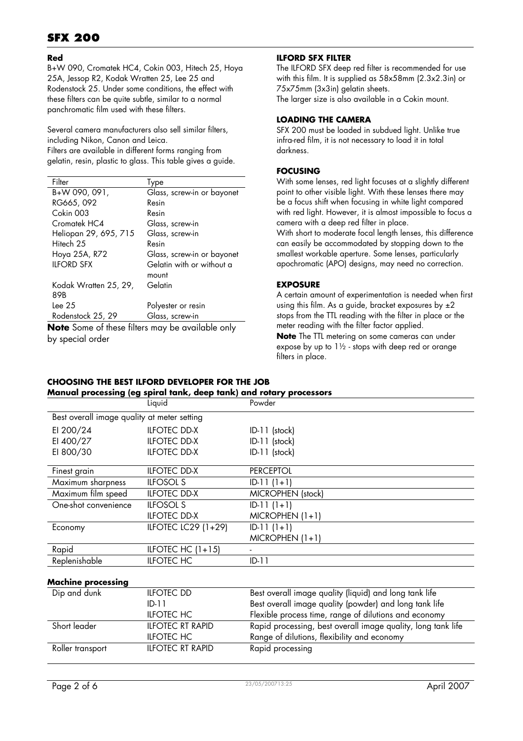#### Red

B+W 090, Cromatek HC4, Cokin 003, Hitech 25, Hoya 25A, Jessop R2, Kodak Wratten 25, Lee 25 and Rodenstock 25. Under some conditions, the effect with these filters can be quite subtle, similar to a normal panchromatic film used with these filters.

Several camera manufacturers also sell similar filters, including Nikon, Canon and Leica.
Filters are available in different forms ranging from gelatin, resin, plastic to glass. This table gives a guide.

| Filter | Type |
|---|---|
| B+W 090, 091, | Glass, screw-in or bayonet |
| RG665, 092 | Resin |
| Cokin 003 | Resin |
| Cromatek HC4 | Glass, screw-in |
| Heliopan 29, 695, 715 | Glass, screw-in |
| Hitech 25 | Resin |
| Hoya 25A, R72 | Glass, screw-in or bayonet |
| ILFORD SFX | Gelatin with or without a mount |
| Kodak Wratten 25, 29, 89B | Gelatin |
| Lee 25 | Polyester or resin |
| Rodenstock 25, 29 | Glass, screw-in |

**Note** Some of these filters may be available only by special order

#### ILFORD SFX FILTER

The ILFORD SFX deep red filter is recommended for use with this film. It is supplied as 58x58mm (2.3x2.3in) or 75x75mm (3x3in) gelatin sheets.
The larger size is also available in a Cokin mount.

#### LOADING THE CAMERA

SFX 200 must be loaded in subdued light. Unlike true infra-red film, it is not necessary to load it in total darkness.

#### FOCUSING

With some lenses, red light focuses at a slightly different point to other visible light. With these lenses there may be a focus shift when focusing in white light compared with red light. However, it is almost impossible to focus a camera with a deep red filter in place.
With short to moderate focal length lenses, this difference can easily be accommodated by stopping down to the smallest workable aperture. Some lenses, particularly apochromatic (APO) designs, may need no correction.

#### EXPOSURE

A certain amount of experimentation is needed when first using this film. As a guide, bracket exposures by ±2 stops from the TTL reading with the filter in place or the meter reading with the filter factor applied.
**Note** The TTL metering on some cameras can under expose by up to 1½ - stops with deep red or orange filters in place.

#### CHOOSING THE BEST ILFORD DEVELOPER FOR THE JOB

**Manual processing (eg spiral tank, deep tank) and rotary processors**

| | Liquid | Powder |
|---|---|---|
| Best overall image quality at meter setting | | |
| EI 200/24 | ILFOTEC DD-X | ID-11 (stock) |
| EI 400/27 | ILFOTEC DD-X | ID-11 (stock) |
| EI 800/30 | ILFOTEC DD-X | ID-11 (stock) |
| Finest grain | ILFOTEC DD-X | PERCEPTOL |
| Maximum sharpness | ILFOSOL S | ID-11 (1+1) |
| Maximum film speed | ILFOTEC DD-X | MICROPHEN (stock) |
| One-shot convenience | ILFOSOL S | ID-11 (1+1) |
| | ILFOTEC DD-X | MICROPHEN (1+1) |
| Economy | ILFOTEC LC29 (1+29) | ID-11 (1+1) |
| | | MICROPHEN (1+1) |
| Rapid | ILFOTEC HC (1+15) | - |
| Replenishable | ILFOTEC HC | ID-11 |

**Machine processing**

| | | |
|---|---|---|
| Dip and dunk | ILFOTEC DD | Best overall image quality (liquid) and long tank life |
| | ID-11 | Best overall image quality (powder) and long tank life |
| | ILFOTEC HC | Flexible process time, range of dilutions and economy |
| Short leader | ILFOTEC RT RAPID | Rapid processing, best overall image quality, long tank life |
| | ILFOTEC HC | Range of dilutions, flexibility and economy |
| Roller transport | ILFOTEC RT RAPID | Rapid processing |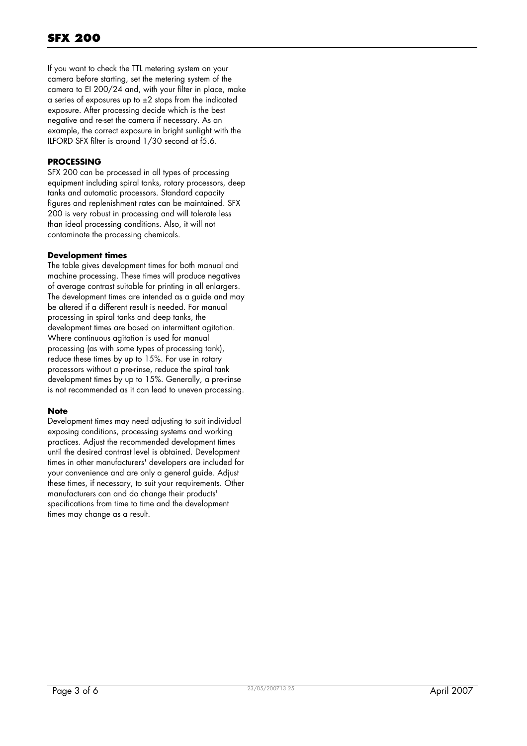If you want to check the TTL metering system on your camera before starting, set the metering system of the camera to EI 200/24 and, with your filter in place, make a series of exposures up to ±2 stops from the indicated exposure. After processing decide which is the best negative and re-set the camera if necessary. As an example, the correct exposure in bright sunlight with the ILFORD SFX filter is around 1/30 second at f5.6.

## PROCESSING

SFX 200 can be processed in all types of processing equipment including spiral tanks, rotary processors, deep tanks and automatic processors. Standard capacity figures and replenishment rates can be maintained. SFX 200 is very robust in processing and will tolerate less than ideal processing conditions. Also, it will not contaminate the processing chemicals.

### Development times

The table gives development times for both manual and machine processing. These times will produce negatives of average contrast suitable for printing in all enlargers. The development times are intended as a guide and may be altered if a different result is needed. For manual processing in spiral tanks and deep tanks, the development times are based on intermittent agitation. Where continuous agitation is used for manual processing (as with some types of processing tank), reduce these times by up to 15%. For use in rotary processors without a pre-rinse, reduce the spiral tank development times by up to 15%. Generally, a pre-rinse is not recommended as it can lead to uneven processing.

### Note

Development times may need adjusting to suit individual exposing conditions, processing systems and working practices. Adjust the recommended development times until the desired contrast level is obtained. Development times in other manufacturers' developers are included for your convenience and are only a general guide. Adjust these times, if necessary, to suit your requirements. Other manufacturers can and do change their products' specifications from time to time and the development times may change as a result.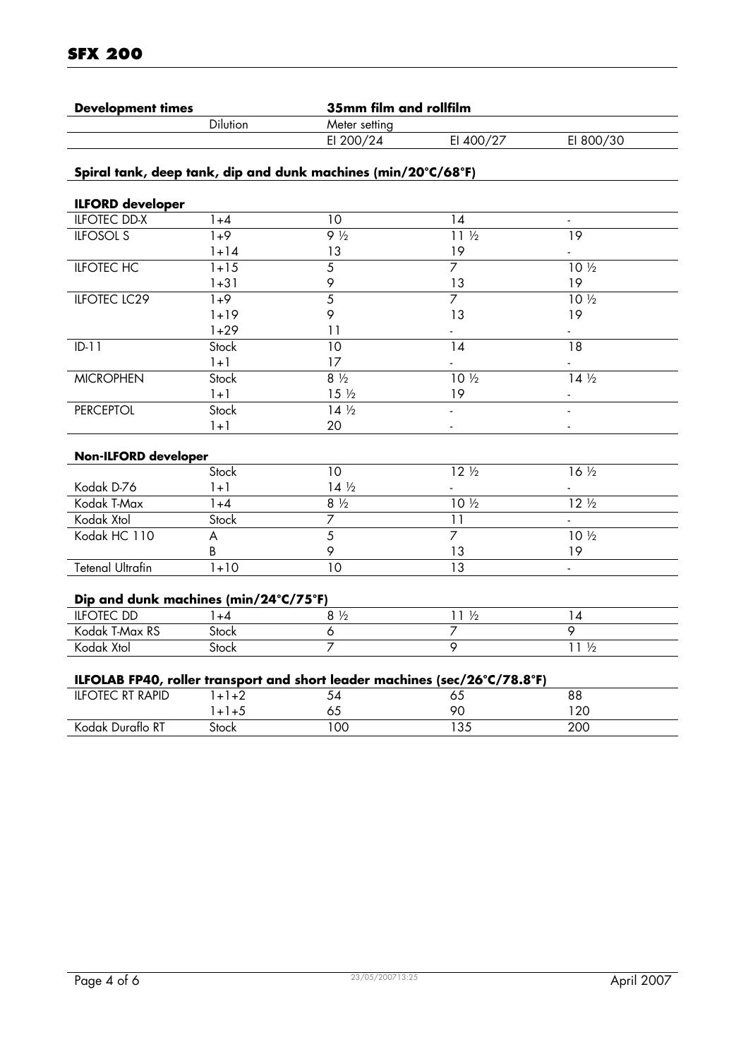## SFX 200

| Development times | | 35mm film and rollfilm | | |
|---|---|---|---|---|
| | Dilution | Meter setting | | |
| | | EI 200/24 | EI 400/27 | EI 800/30 |
| **Spiral tank, deep tank, dip and dunk machines (min/20°C/68°F)** | | | | |
| **ILFORD developer** | | | | |
| ILFOTEC DD-X | 1+4 | 10 | 14 | - |
| ILFOSOL S | 1+9 | 9 ½ | 11 ½ | 19 |
| | 1+14 | 13 | 19 | - |
| ILFOTEC HC | 1+15 | 5 | 7 | 10 ½ |
| | 1+31 | 9 | 13 | 19 |
| ILFOTEC LC29 | 1+9 | 5 | 7 | 10 ½ |
| | 1+19 | 9 | 13 | 19 |
| | 1+29 | 11 | - | - |
| ID-11 | Stock | 10 | 14 | 18 |
| | 1+1 | 17 | - | - |
| MICROPHEN | Stock | 8 ½ | 10 ½ | 14 ½ |
| | 1+1 | 15 ½ | 19 | - |
| PERCEPTOL | Stock | 14 ½ | - | - |
| | 1+1 | 20 | - | - |
| **Non-ILFORD developer** | | | | |
| | Stock | 10 | 12 ½ | 16 ½ |
| Kodak D-76 | 1+1 | 14 ½ | - | - |
| Kodak T-Max | 1+4 | 8 ½ | 10 ½ | 12 ½ |
| Kodak Xtol | Stock | 7 | 11 | - |
| Kodak HC 110 | A | 5 | 7 | 10 ½ |
| | B | 9 | 13 | 19 |
| Tetenal Ultrafin | 1+10 | 10 | 13 | - |
| **Dip and dunk machines (min/24°C/75°F)** | | | | |
| ILFOTEC DD | 1+4 | 8 ½ | 11 ½ | 14 |
| Kodak T-Max RS | Stock | 6 | 7 | 9 |
| Kodak Xtol | Stock | 7 | 9 | 11 ½ |
| **ILFOLAB FP40, roller transport and short leader machines (sec/26°C/78.8°F)** | | | | |
| ILFOTEC RT RAPID | 1+1+2 | 54 | 65 | 88 |
| | 1+1+5 | 65 | 90 | 120 |
| Kodak Duraflo RT | Stock | 100 | 135 | 200 |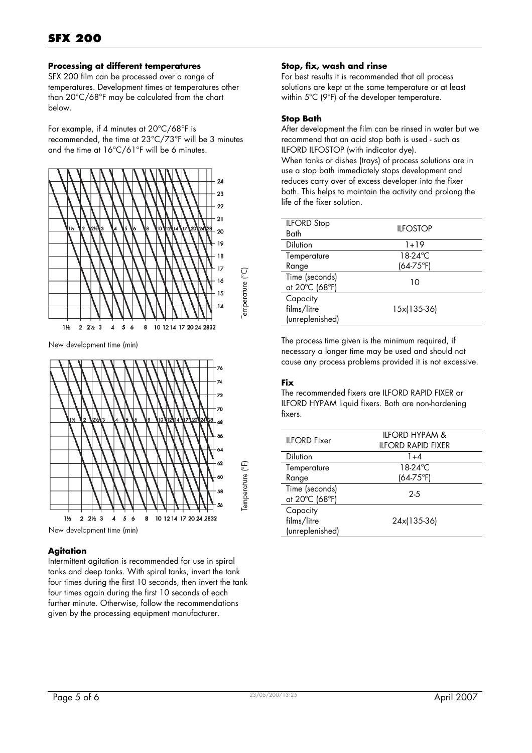## Processing at different temperatures

SFX 200 film can be processed over a range of temperatures. Development times at temperatures other than 20°C/68°F may be calculated from the chart below.

For example, if 4 minutes at 20°C/68°F is recommended, the time at 23°C/73°F will be 3 minutes and the time at 16°C/61°F will be 6 minutes.

New development time (min)

New development time (min)

### Agitation

Intermittent agitation is recommended for use in spiral tanks and deep tanks. With spiral tanks, invert the tank four times during the first 10 seconds, then invert the tank four times again during the first 10 seconds of each further minute. Otherwise, follow the recommendations given by the processing equipment manufacturer.

## Stop, fix, wash and rinse

For best results it is recommended that all process solutions are kept at the same temperature or at least within 5ºC (9ºF) of the developer temperature.

### Stop Bath

After development the film can be rinsed in water but we recommend that an acid stop bath is used - such as ILFORD ILFOSTOP (with indicator dye).

When tanks or dishes (trays) of process solutions are in use a stop bath immediately stops development and reduces carry over of excess developer into the fixer bath. This helps to maintain the activity and prolong the life of the fixer solution.

| ILFORD Stop Bath | ILFOSTOP |
|---|---|
| Dilution | 1+19 |
| Temperature Range | 18-24ºC (64-75ºF) |
| Time (seconds) at 20ºC (68ºF) | 10 |
| Capacity films/litre (unreplenished) | 15x(135-36) |

The process time given is the minimum required, if necessary a longer time may be used and should not cause any process problems provided it is not excessive.

### Fix

The recommended fixers are ILFORD RAPID FIXER or ILFORD HYPAM liquid fixers. Both are non-hardening fixers.

| ILFORD Fixer | ILFORD HYPAM & ILFORD RAPID FIXER |
|---|---|
| Dilution | 1+4 |
| Temperature Range | 18-24ºC (64-75ºF) |
| Time (seconds) at 20ºC (68ºF) | 2-5 |
| Capacity films/litre (unreplenished) | 24x(135-36) |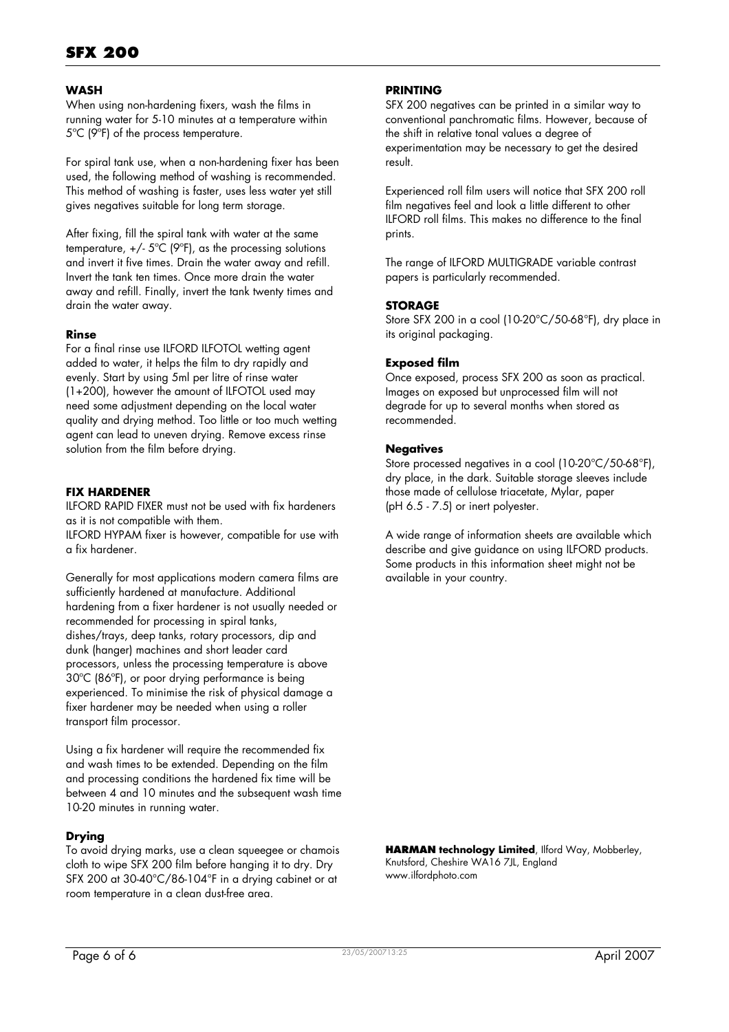## WASH

When using non-hardening fixers, wash the films in running water for 5-10 minutes at a temperature within 5°C (9°F) of the process temperature.

For spiral tank use, when a non-hardening fixer has been used, the following method of washing is recommended. This method of washing is faster, uses less water yet still gives negatives suitable for long term storage.

After fixing, fill the spiral tank with water at the same temperature, +/- 5°C (9°F), as the processing solutions and invert it five times. Drain the water away and refill. Invert the tank ten times. Once more drain the water away and refill. Finally, invert the tank twenty times and drain the water away.

### Rinse

For a final rinse use ILFORD ILFOTOL wetting agent added to water, it helps the film to dry rapidly and evenly. Start by using 5ml per litre of rinse water (1+200), however the amount of ILFOTOL used may need some adjustment depending on the local water quality and drying method. Too little or too much wetting agent can lead to uneven drying. Remove excess rinse solution from the film before drying.

## FIX HARDENER

ILFORD RAPID FIXER must not be used with fix hardeners as it is not compatible with them.
ILFORD HYPAM fixer is however, compatible for use with a fix hardener.

Generally for most applications modern camera films are sufficiently hardened at manufacture. Additional hardening from a fixer hardener is not usually needed or recommended for processing in spiral tanks, dishes/trays, deep tanks, rotary processors, dip and dunk (hanger) machines and short leader card processors, unless the processing temperature is above 30°C (86°F), or poor drying performance is being experienced. To minimise the risk of physical damage a fixer hardener may be needed when using a roller transport film processor.

Using a fix hardener will require the recommended fix and wash times to be extended. Depending on the film and processing conditions the hardened fix time will be between 4 and 10 minutes and the subsequent wash time 10-20 minutes in running water.

### Drying

To avoid drying marks, use a clean squeegee or chamois cloth to wipe SFX 200 film before hanging it to dry. Dry SFX 200 at 30-40°C/86-104°F in a drying cabinet or at room temperature in a clean dust-free area.

## PRINTING

SFX 200 negatives can be printed in a similar way to conventional panchromatic films. However, because of the shift in relative tonal values a degree of experimentation may be necessary to get the desired result.

Experienced roll film users will notice that SFX 200 roll film negatives feel and look a little different to other ILFORD roll films. This makes no difference to the final prints.

The range of ILFORD MULTIGRADE variable contrast papers is particularly recommended.

## STORAGE

Store SFX 200 in a cool (10-20°C/50-68°F), dry place in its original packaging.

### Exposed film

Once exposed, process SFX 200 as soon as practical. Images on exposed but unprocessed film will not degrade for up to several months when stored as recommended.

### Negatives

Store processed negatives in a cool (10-20°C/50-68°F), dry place, in the dark. Suitable storage sleeves include those made of cellulose triacetate, Mylar, paper (pH 6.5 - 7.5) or inert polyester.

A wide range of information sheets are available which describe and give guidance on using ILFORD products. Some products in this information sheet might not be available in your country.

**HARMAN technology Limited**, Ilford Way, Mobberley, Knutsford, Cheshire WA16 7JL, England
www.ilfordphoto.com